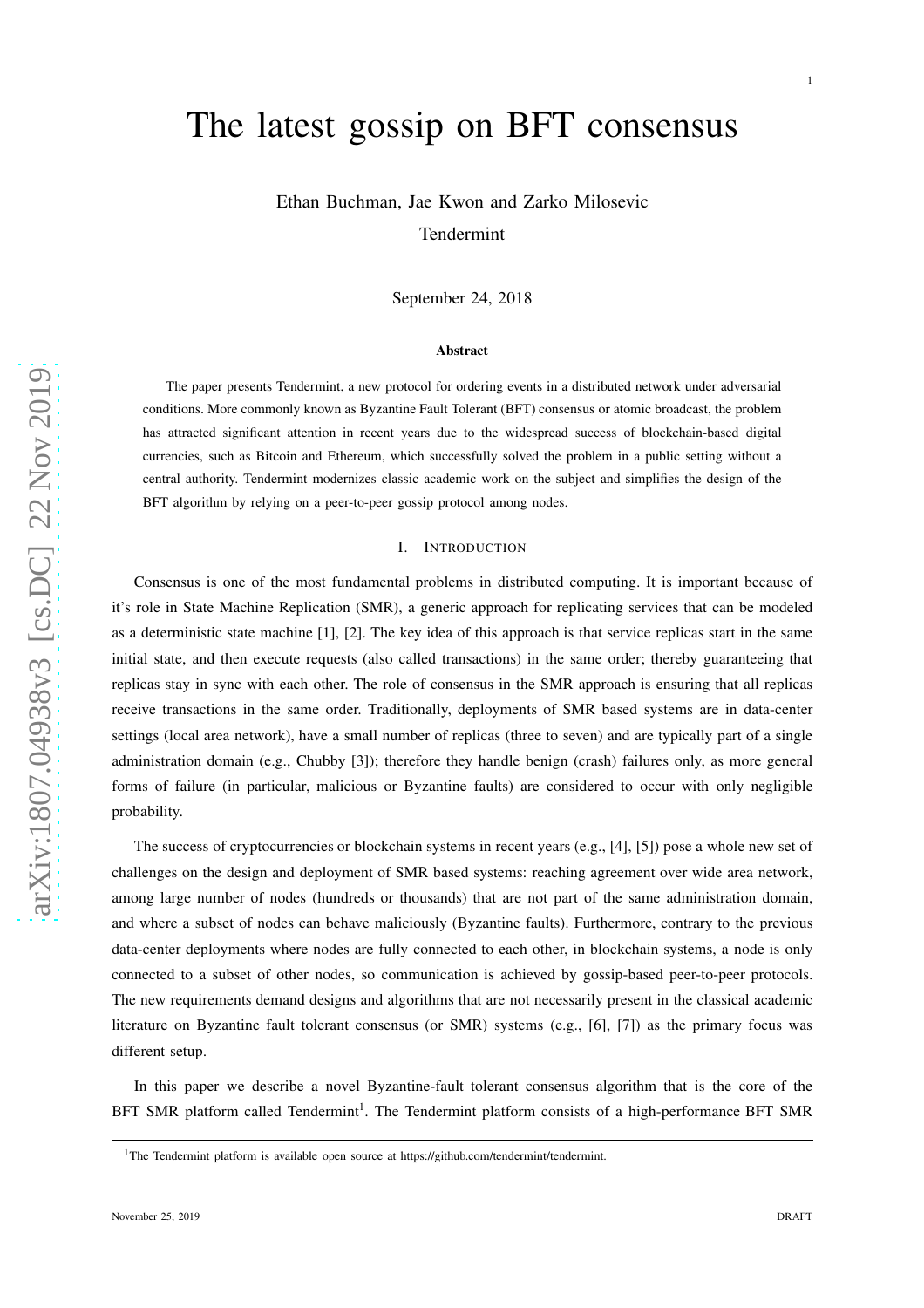# The latest gossip on BFT consensus

Ethan Buchman, Jae Kwon and Zarko Milosevic

Tendermint

September 24, 2018

### Abstract

The paper presents Tendermint, a new protocol for ordering events in a distributed network under adversarial conditions. More commonly known as Byzantine Fault Tolerant (BFT) consensus or atomic broadcast, the problem has attracted significant attention in recent years due to the widespread success of blockchain-based digital currencies, such as Bitcoin and Ethereum, which successfully solved the problem in a public setting without a central authority. Tendermint modernizes classic academic work on the subject and simplifies the design of the BFT algorithm by relying on a peer-to-peer gossip protocol among nodes.

## I. Introduction

Consensus is one of the most fundamental problems in distributed computing. It is important because of it's role in State Machine Replication (SMR), a generic approach for replicating services that can be modeled as a deterministic state machine [1], [2]. The key idea of this approach is that service replicas start in the same initial state, and then execute requests (also called transactions) in the same order; thereby guaranteeing that replicas stay in sync with each other. The role of consensus in the SMR approach is ensuring that all replicas receive transactions in the same order. Traditionally, deployments of SMR based systems are in data-center settings (local area network), have a small number of replicas (three to seven) and are typically part of a single administration domain (e.g., Chubby [3]); therefore they handle benign (crash) failures only, as more general forms of failure (in particular, malicious or Byzantine faults) are considered to occur with only negligible probability.

The success of cryptocurrencies or blockchain systems in recent years (e.g., [4], [5]) pose a whole new set of challenges on the design and deployment of SMR based systems: reaching agreement over wide area network, among large number of nodes (hundreds or thousands) that are not part of the same administration domain, and where a subset of nodes can behave maliciously (Byzantine faults). Furthermore, contrary to the previous data-center deployments where nodes are fully connected to each other, in blockchain systems, a node is only connected to a subset of other nodes, so communication is achieved by gossip-based peer-to-peer protocols. The new requirements demand designs and algorithms that are not necessarily present in the classical academic literature on Byzantine fault tolerant consensus (or SMR) systems (e.g., [6], [7]) as the primary focus was different setup.

In this paper we describe a novel Byzantine-fault tolerant consensus algorithm that is the core of the BFT SMR platform called Tendermint[1]. The Tendermint platform consists of a high-performance BFT SMR

[1] The Tendermint platform is available open source at https://github.com/tendermint/tendermint.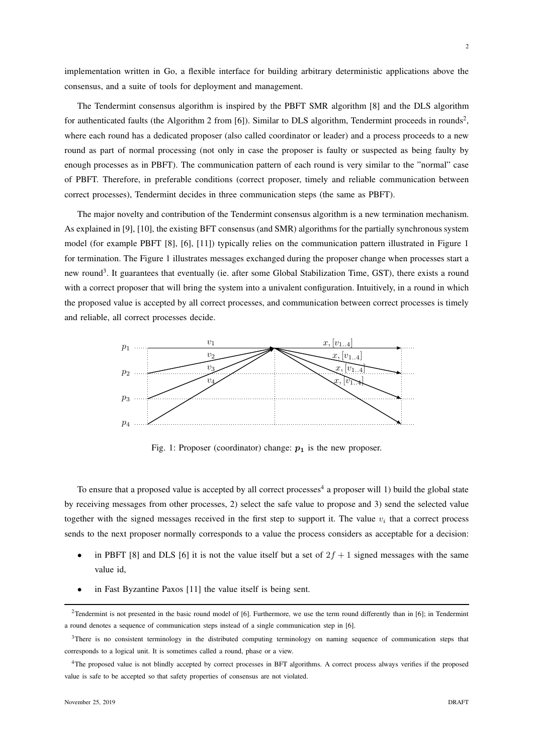implementation written in Go, a flexible interface for building arbitrary deterministic applications above the consensus, and a suite of tools for deployment and management.

The Tendermint consensus algorithm is inspired by the PBFT SMR algorithm [8] and the DLS algorithm for authenticated faults (the Algorithm 2 from [6]). Similar to DLS algorithm, Tendermint proceeds in rounds[2], where each round has a dedicated proposer (also called coordinator or leader) and a process proceeds to a new round as part of normal processing (not only in case the proposer is faulty or suspected as being faulty by enough processes as in PBFT). The communication pattern of each round is very similar to the "normal" case of PBFT. Therefore, in preferable conditions (correct proposer, timely and reliable communication between correct processes), Tendermint decides in three communication steps (the same as PBFT).

The major novelty and contribution of the Tendermint consensus algorithm is a new termination mechanism. As explained in [9], [10], the existing BFT consensus (and SMR) algorithms for the partially synchronous system model (for example PBFT [8], [6], [11]) typically relies on the communication pattern illustrated in Figure 1 for termination. The Figure 1 illustrates messages exchanged during the proposer change when processes start a new round[3]. It guarantees that eventually (ie. after some Global Stabilization Time, GST), there exists a round with a correct proposer that will bring the system into a univalent configuration. Intuitively, in a round in which the proposed value is accepted by all correct processes, and communication between correct processes is timely and reliable, all correct processes decide.

Fig. 1: Proposer (coordinator) change: $p_1$ is the new proposer.

To ensure that a proposed value is accepted by all correct processes[4] a proposer will 1) build the global state by receiving messages from other processes, 2) select the safe value to propose and 3) send the selected value together with the signed messages received in the first step to support it. The value $v_i$ that a correct process sends to the next proposer normally corresponds to a value the process considers as acceptable for a decision:

- in PBFT [8] and DLS [6] it is not the value itself but a set of $2f + 1$ signed messages with the same value id,
- in Fast Byzantine Paxos [11] the value itself is being sent.

---

[2] Tendermint is not presented in the basic round model of [6]. Furthermore, we use the term round differently than in [6]; in Tendermint a round denotes a sequence of communication steps instead of a single communication step in [6].

[3] There is no consistent terminology in the distributed computing terminology on naming sequence of communication steps that corresponds to a logical unit. It is sometimes called a round, phase or a view.

[4] The proposed value is not blindly accepted by correct processes in BFT algorithms. A correct process always verifies if the proposed value is safe to be accepted so that safety properties of consensus are not violated.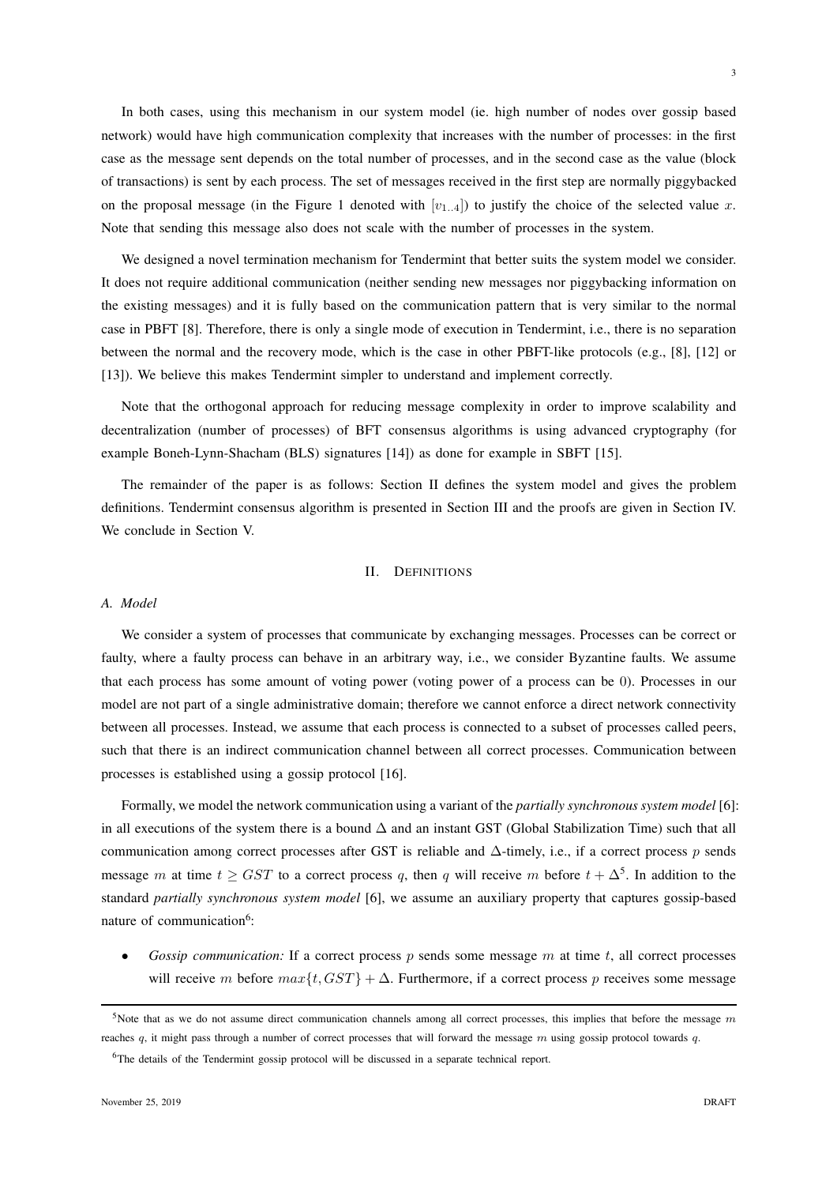In both cases, using this mechanism in our system model (ie. high number of nodes over gossip based network) would have high communication complexity that increases with the number of processes: in the first case as the message sent depends on the total number of processes, and in the second case as the value (block of transactions) is sent by each process. The set of messages received in the first step are normally piggybacked on the proposal message (in the Figure 1 denoted with $[v_{1..4}]$) to justify the choice of the selected value $x$. Note that sending this message also does not scale with the number of processes in the system.

We designed a novel termination mechanism for Tendermint that better suits the system model we consider. It does not require additional communication (neither sending new messages nor piggybacking information on the existing messages) and it is fully based on the communication pattern that is very similar to the normal case in PBFT [8]. Therefore, there is only a single mode of execution in Tendermint, i.e., there is no separation between the normal and the recovery mode, which is the case in other PBFT-like protocols (e.g., [8], [12] or [13]). We believe this makes Tendermint simpler to understand and implement correctly.

Note that the orthogonal approach for reducing message complexity in order to improve scalability and decentralization (number of processes) of BFT consensus algorithms is using advanced cryptography (for example Boneh-Lynn-Shacham (BLS) signatures [14]) as done for example in SBFT [15].

The remainder of the paper is as follows: Section II defines the system model and gives the problem definitions. Tendermint consensus algorithm is presented in Section III and the proofs are given in Section IV. We conclude in Section V.

## II. Definitions

### A. Model

We consider a system of processes that communicate by exchanging messages. Processes can be correct or faulty, where a faulty process can behave in an arbitrary way, i.e., we consider Byzantine faults. We assume that each process has some amount of voting power (voting power of a process can be 0). Processes in our model are not part of a single administrative domain; therefore we cannot enforce a direct network connectivity between all processes. Instead, we assume that each process is connected to a subset of processes called peers, such that there is an indirect communication channel between all correct processes. Communication between processes is established using a gossip protocol [16].

Formally, we model the network communication using a variant of the *partially synchronous system model* [6]: in all executions of the system there is a bound $\Delta$ and an instant GST (Global Stabilization Time) such that all communication among correct processes after GST is reliable and $\Delta$-timely, i.e., if a correct process $p$ sends message $m$ at time $t \geq GST$ to a correct process $q$, then $q$ will receive $m$ before $t + \Delta$[5]. In addition to the standard *partially synchronous system model* [6], we assume an auxiliary property that captures gossip-based nature of communication[6]:

- *Gossip communication:* If a correct process $p$ sends some message $m$ at time $t$, all correct processes will receive $m$ before $max\{t, GST\} + \Delta$. Furthermore, if a correct process $p$ receives some message

[5] Note that as we do not assume direct communication channels among all correct processes, this implies that before the message $m$ reaches $q$, it might pass through a number of correct processes that will forward the message $m$ using gossip protocol towards $q$.

[6] The details of the Tendermint gossip protocol will be discussed in a separate technical report.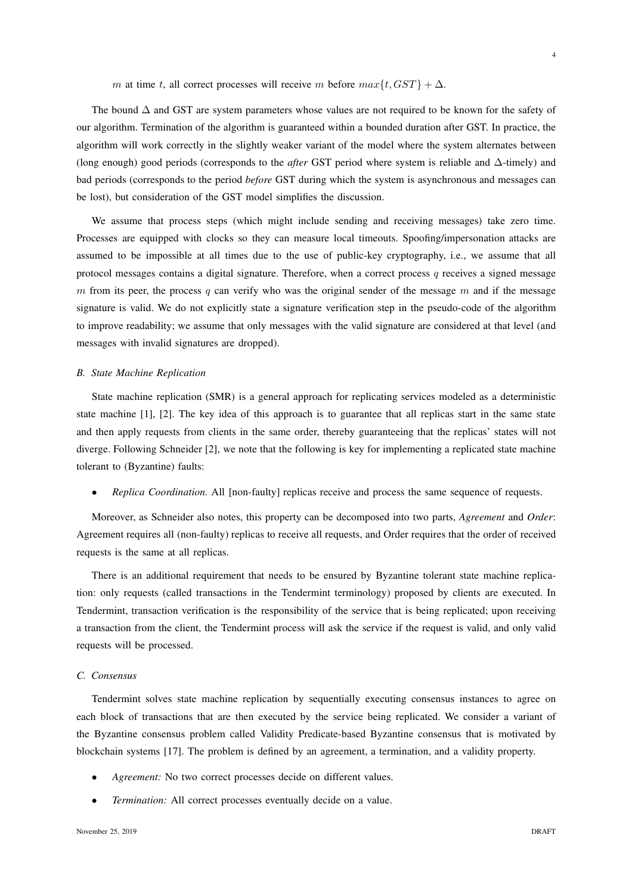$m$ at time $t$, all correct processes will receive $m$ before $max\{t, GST\} + \Delta$.

The bound $\Delta$ and GST are system parameters whose values are not required to be known for the safety of our algorithm. Termination of the algorithm is guaranteed within a bounded duration after GST. In practice, the algorithm will work correctly in the slightly weaker variant of the model where the system alternates between (long enough) good periods (corresponds to the *after* GST period where system is reliable and $\Delta$-timely) and bad periods (corresponds to the period *before* GST during which the system is asynchronous and messages can be lost), but consideration of the GST model simplifies the discussion.

We assume that process steps (which might include sending and receiving messages) take zero time. Processes are equipped with clocks so they can measure local timeouts. Spoofing/impersonation attacks are assumed to be impossible at all times due to the use of public-key cryptography, i.e., we assume that all protocol messages contains a digital signature. Therefore, when a correct process $q$ receives a signed message $m$ from its peer, the process $q$ can verify who was the original sender of the message $m$ and if the message signature is valid. We do not explicitly state a signature verification step in the pseudo-code of the algorithm to improve readability; we assume that only messages with the valid signature are considered at that level (and messages with invalid signatures are dropped).

### B. State Machine Replication

State machine replication (SMR) is a general approach for replicating services modeled as a deterministic state machine [1], [2]. The key idea of this approach is to guarantee that all replicas start in the same state and then apply requests from clients in the same order, thereby guaranteeing that the replicas' states will not diverge. Following Schneider [2], we note that the following is key for implementing a replicated state machine tolerant to (Byzantine) faults:

- *Replica Coordination.* All [non-faulty] replicas receive and process the same sequence of requests.

Moreover, as Schneider also notes, this property can be decomposed into two parts, *Agreement* and *Order*: Agreement requires all (non-faulty) replicas to receive all requests, and Order requires that the order of received requests is the same at all replicas.

There is an additional requirement that needs to be ensured by Byzantine tolerant state machine replication: only requests (called transactions in the Tendermint terminology) proposed by clients are executed. In Tendermint, transaction verification is the responsibility of the service that is being replicated; upon receiving a transaction from the client, the Tendermint process will ask the service if the request is valid, and only valid requests will be processed.

### C. Consensus

Tendermint solves state machine replication by sequentially executing consensus instances to agree on each block of transactions that are then executed by the service being replicated. We consider a variant of the Byzantine consensus problem called Validity Predicate-based Byzantine consensus that is motivated by blockchain systems [17]. The problem is defined by an agreement, a termination, and a validity property.

- *Agreement:* No two correct processes decide on different values.
- *Termination:* All correct processes eventually decide on a value.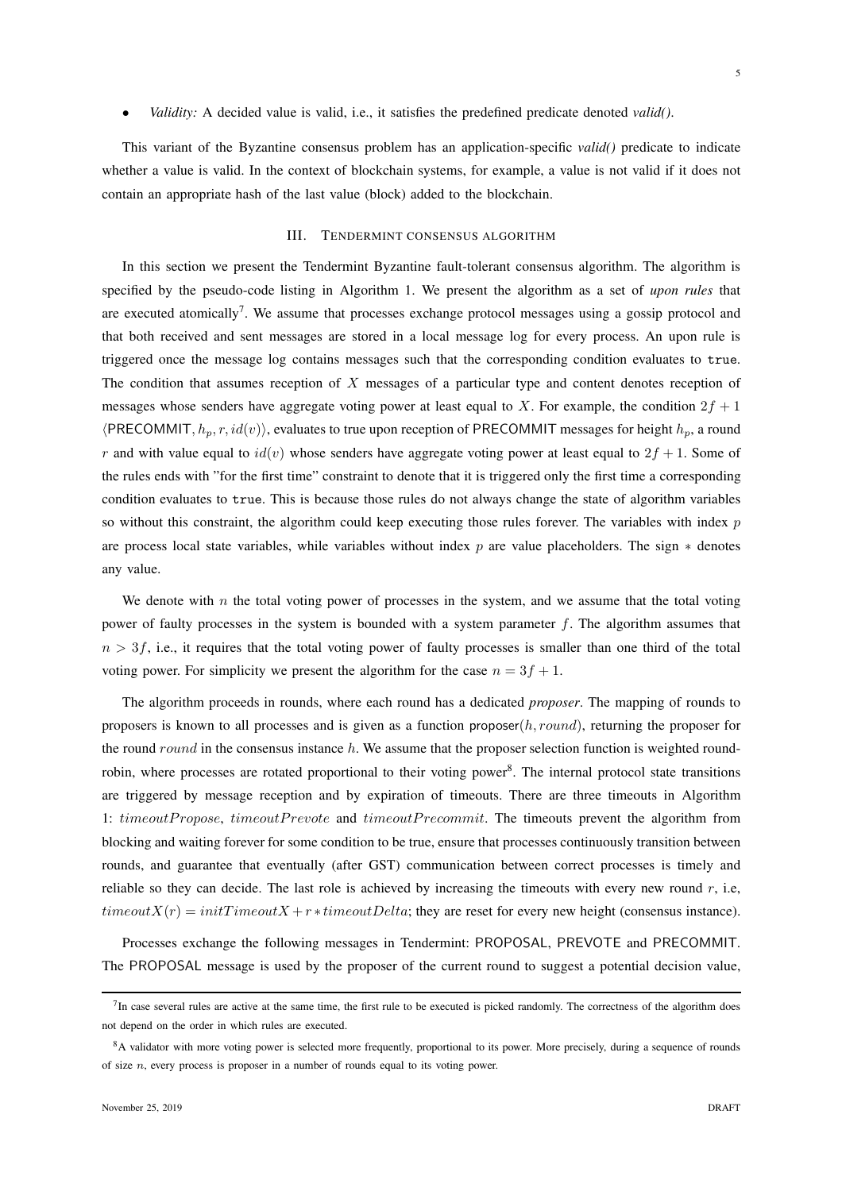- *Validity:* A decided value is valid, i.e., it satisfies the predefined predicate denoted *valid()*.

This variant of the Byzantine consensus problem has an application-specific *valid()* predicate to indicate whether a value is valid. In the context of blockchain systems, for example, a value is not valid if it does not contain an appropriate hash of the last value (block) added to the blockchain.

## III. Tendermint consensus algorithm

In this section we present the Tendermint Byzantine fault-tolerant consensus algorithm. The algorithm is specified by the pseudo-code listing in Algorithm 1. We present the algorithm as a set of *upon rules* that are executed atomically[7]. We assume that processes exchange protocol messages using a gossip protocol and that both received and sent messages are stored in a local message log for every process. An upon rule is triggered once the message log contains messages such that the corresponding condition evaluates to `true`. The condition that assumes reception of $X$ messages of a particular type and content denotes reception of messages whose senders have aggregate voting power at least equal to $X$. For example, the condition $2f+1$ $\langle \mathsf{PRECOMMIT}, h_p, r, id(v) \rangle$, evaluates to true upon reception of PRECOMMIT messages for height $h_p$, a round $r$ and with value equal to $id(v)$ whose senders have aggregate voting power at least equal to $2f+1$. Some of the rules ends with "for the first time" constraint to denote that it is triggered only the first time a corresponding condition evaluates to `true`. This is because those rules do not always change the state of algorithm variables so without this constraint, the algorithm could keep executing those rules forever. The variables with index $p$ are process local state variables, while variables without index $p$ are value placeholders. The sign $*$ denotes any value.

We denote with $n$ the total voting power of processes in the system, and we assume that the total voting power of faulty processes in the system is bounded with a system parameter $f$. The algorithm assumes that $n > 3f$, i.e., it requires that the total voting power of faulty processes is smaller than one third of the total voting power. For simplicity we present the algorithm for the case $n = 3f+1$.

The algorithm proceeds in rounds, where each round has a dedicated *proposer*. The mapping of rounds to proposers is known to all processes and is given as a function $\mathsf{proposer}(h, round)$, returning the proposer for the round $round$ in the consensus instance $h$. We assume that the proposer selection function is weighted round-robin, where processes are rotated proportional to their voting power[8]. The internal protocol state transitions are triggered by message reception and by expiration of timeouts. There are three timeouts in Algorithm 1: $timeoutPropose$, $timeoutPrevote$ and $timeoutPrecommit$. The timeouts prevent the algorithm from blocking and waiting forever for some condition to be true, ensure that processes continuously transition between rounds, and guarantee that eventually (after GST) communication between correct processes is timely and reliable so they can decide. The last role is achieved by increasing the timeouts with every new round $r$, i.e, $timeoutX(r) = initTimeoutX + r * timeoutDelta$; they are reset for every new height (consensus instance).

Processes exchange the following messages in Tendermint: PROPOSAL, PREVOTE and PRECOMMIT. The PROPOSAL message is used by the proposer of the current round to suggest a potential decision value,

---

[7] In case several rules are active at the same time, the first rule to be executed is picked randomly. The correctness of the algorithm does not depend on the order in which rules are executed.

[8] A validator with more voting power is selected more frequently, proportional to its power. More precisely, during a sequence of rounds of size $n$, every process is proposer in a number of rounds equal to its voting power.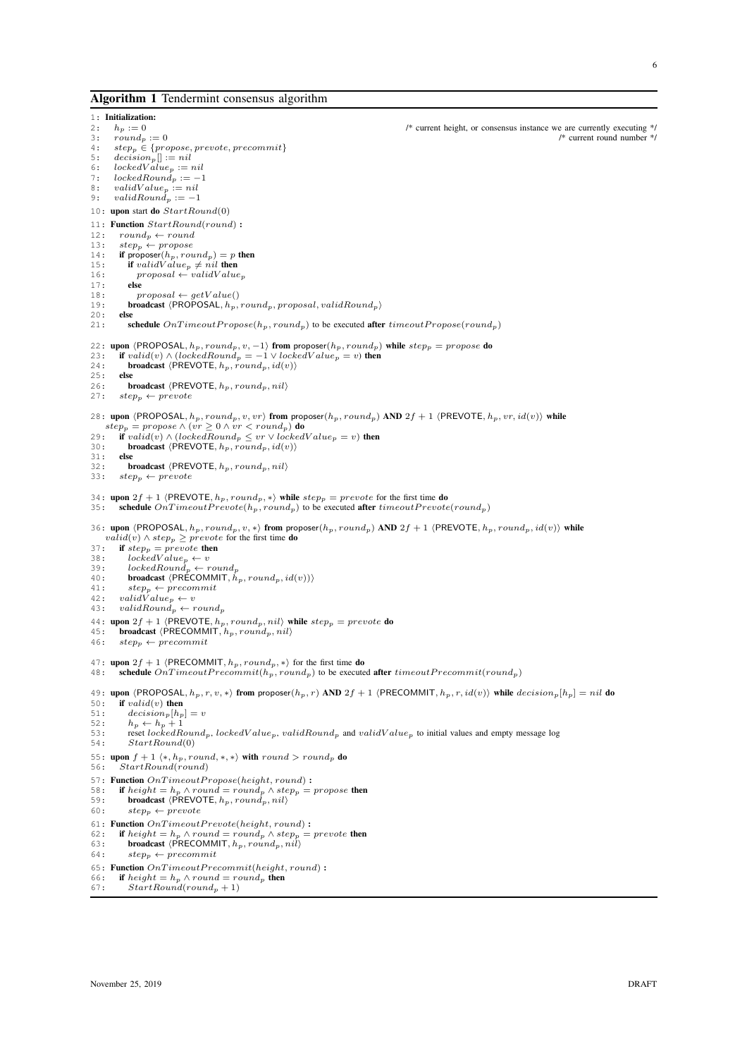**Algorithm 1** Tendermint consensus algorithm

```
1: Initialization:
2:    h_p := 0                         /* current height, or consensus instance we are currently executing */
3:    round_p := 0                     /* current round number */
4:    step_p ∈ {propose, prevote, precommit}
5:    decision_p[] := nil
6:    lockedValue_p := nil
7:    lockedRound_p := −1
8:    validValue_p := nil
9:    validRound_p := −1
10: upon start do StartRound(0)
11: Function StartRound(round) :
12:    round_p ← round
13:    step_p ← propose
14:    if proposer(h_p, round_p) = p then
15:       if validValue_p ≠ nil then
16:          proposal ← validValue_p
17:       else
18:          proposal ← getValue()
19:       broadcast ⟨PROPOSAL, h_p, round_p, proposal, validRound_p⟩
20:    else
21:       schedule OnTimeoutPropose(h_p, round_p) to be executed after timeoutPropose(round_p)

22: upon ⟨PROPOSAL, h_p, round_p, v, −1⟩ from proposer(h_p, round_p) while step_p = propose do
23:    if valid(v) ∧ (lockedRound_p = −1 ∨ lockedValue_p = v) then
24:       broadcast ⟨PREVOTE, h_p, round_p, id(v)⟩
25:    else
26:       broadcast ⟨PREVOTE, h_p, round_p, nil⟩
27:    step_p ← prevote

28: upon ⟨PROPOSAL, h_p, round_p, v, vr⟩ from proposer(h_p, round_p) AND 2f + 1 ⟨PREVOTE, h_p, vr, id(v)⟩ while
    step_p = propose ∧ (vr ≥ 0 ∧ vr < round_p) do
29:    if valid(v) ∧ (lockedRound_p ≤ vr ∨ lockedValue_p = v) then
30:       broadcast ⟨PREVOTE, h_p, round_p, id(v)⟩
31:    else
32:       broadcast ⟨PREVOTE, h_p, round_p, nil⟩
33:    step_p ← prevote

34: upon 2f + 1 ⟨PREVOTE, h_p, round_p, ∗⟩ while step_p = prevote for the first time do
35:    schedule OnTimeoutPrevote(h_p, round_p) to be executed after timeoutPrevote(round_p)

36: upon ⟨PROPOSAL, h_p, round_p, v, ∗⟩ from proposer(h_p, round_p) AND 2f + 1 ⟨PREVOTE, h_p, round_p, id(v)⟩ while
    valid(v) ∧ step_p ≥ prevote for the first time do
37:    if step_p = prevote then
38:       lockedValue_p ← v
39:       lockedRound_p ← round_p
40:       broadcast ⟨PRECOMMIT, h_p, round_p, id(v))⟩
41:       step_p ← precommit
42:    validValue_p ← v
43:    validRound_p ← round_p

44: upon 2f + 1 ⟨PREVOTE, h_p, round_p, nil⟩ while step_p = prevote do
45:    broadcast ⟨PRECOMMIT, h_p, round_p, nil⟩
46:    step_p ← precommit

47: upon 2f + 1 ⟨PRECOMMIT, h_p, round_p, ∗⟩ for the first time do
48:    schedule OnTimeoutPrecommit(h_p, round_p) to be executed after timeoutPrecommit(round_p)

49: upon ⟨PROPOSAL, h_p, r, v, ∗⟩ from proposer(h_p, r) AND 2f + 1 ⟨PRECOMMIT, h_p, r, id(v)⟩ while decision_p[h_p] = nil do
50:    if valid(v) then
51:       decision_p[h_p] = v
52:       h_p ← h_p + 1
53:       reset lockedRound_p, lockedValue_p, validRound_p and validValue_p to initial values and empty message log
54:       StartRound(0)

55: upon f + 1 ⟨∗, h_p, round, ∗, ∗⟩ with round > round_p do
56:    StartRound(round)

57: Function OnTimeoutPropose(height, round) :
58:    if height = h_p ∧ round = round_p ∧ step_p = propose then
59:       broadcast ⟨PREVOTE, h_p, round_p, nil⟩
60:       step_p ← prevote

61: Function OnTimeoutPrevote(height, round) :
62:    if height = h_p ∧ round = round_p ∧ step_p = prevote then
63:       broadcast ⟨PRECOMMIT, h_p, round_p, nil⟩
64:       step_p ← precommit

65: Function OnTimeoutPrecommit(height, round) :
66:    if height = h_p ∧ round = round_p then
67:       StartRound(round_p + 1)
```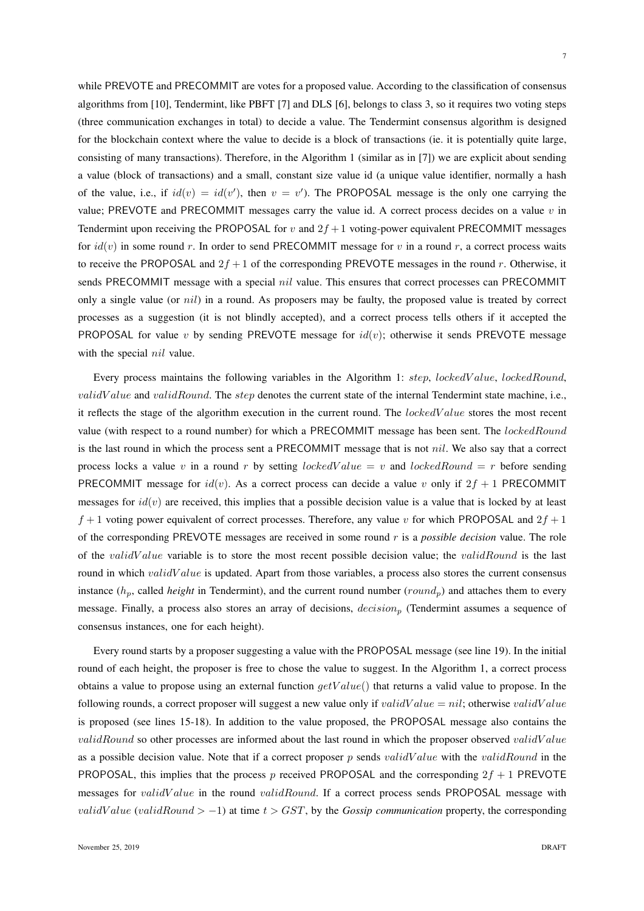while PREVOTE and PRECOMMIT are votes for a proposed value. According to the classification of consensus algorithms from [10], Tendermint, like PBFT [7] and DLS [6], belongs to class 3, so it requires two voting steps (three communication exchanges in total) to decide a value. The Tendermint consensus algorithm is designed for the blockchain context where the value to decide is a block of transactions (ie. it is potentially quite large, consisting of many transactions). Therefore, in the Algorithm 1 (similar as in [7]) we are explicit about sending a value (block of transactions) and a small, constant size value id (a unique value identifier, normally a hash of the value, i.e., if $id(v) = id(v')$, then $v = v'$). The PROPOSAL message is the only one carrying the value; PREVOTE and PRECOMMIT messages carry the value id. A correct process decides on a value $v$ in Tendermint upon receiving the PROPOSAL for $v$ and $2f+1$ voting-power equivalent PRECOMMIT messages for $id(v)$ in some round $r$. In order to send PRECOMMIT message for $v$ in a round $r$, a correct process waits to receive the PROPOSAL and $2f+1$ of the corresponding PREVOTE messages in the round $r$. Otherwise, it sends PRECOMMIT message with a special $nil$ value. This ensures that correct processes can PRECOMMIT only a single value (or $nil$) in a round. As proposers may be faulty, the proposed value is treated by correct processes as a suggestion (it is not blindly accepted), and a correct process tells others if it accepted the PROPOSAL for value $v$ by sending PREVOTE message for $id(v)$; otherwise it sends PREVOTE message with the special $nil$ value.

Every process maintains the following variables in the Algorithm 1: $step$, $lockedValue$, $lockedRound$, $validValue$ and $validRound$. The $step$ denotes the current state of the internal Tendermint state machine, i.e., it reflects the stage of the algorithm execution in the current round. The $lockedValue$ stores the most recent value (with respect to a round number) for which a PRECOMMIT message has been sent. The $lockedRound$ is the last round in which the process sent a PRECOMMIT message that is not $nil$. We also say that a correct process locks a value $v$ in a round $r$ by setting $lockedValue = v$ and $lockedRound = r$ before sending PRECOMMIT message for $id(v)$. As a correct process can decide a value $v$ only if $2f+1$ PRECOMMIT messages for $id(v)$ are received, this implies that a possible decision value is a value that is locked by at least $f+1$ voting power equivalent of correct processes. Therefore, any value $v$ for which PROPOSAL and $2f+1$ of the corresponding PREVOTE messages are received in some round $r$ is a ***possible decision*** value. The role of the $validValue$ variable is to store the most recent possible decision value; the $validRound$ is the last round in which $validValue$ is updated. Apart from those variables, a process also stores the current consensus instance ($h_p$, called ***height*** in Tendermint), and the current round number ($round_p$) and attaches them to every message. Finally, a process also stores an array of decisions, $decision_p$ (Tendermint assumes a sequence of consensus instances, one for each height).

Every round starts by a proposer suggesting a value with the PROPOSAL message (see line 19). In the initial round of each height, the proposer is free to chose the value to suggest. In the Algorithm 1, a correct process obtains a value to propose using an external function $getValue()$ that returns a valid value to propose. In the following rounds, a correct proposer will suggest a new value only if $validValue = nil$; otherwise $validValue$ is proposed (see lines 15-18). In addition to the value proposed, the PROPOSAL message also contains the $validRound$ so other processes are informed about the last round in which the proposer observed $validValue$ as a possible decision value. Note that if a correct proposer $p$ sends $validValue$ with the $validRound$ in the PROPOSAL, this implies that the process $p$ received PROPOSAL and the corresponding $2f+1$ PREVOTE messages for $validValue$ in the round $validRound$. If a correct process sends PROPOSAL message with $validValue$ ($validRound > -1$) at time $t > GST$, by the ***Gossip communication*** property, the corresponding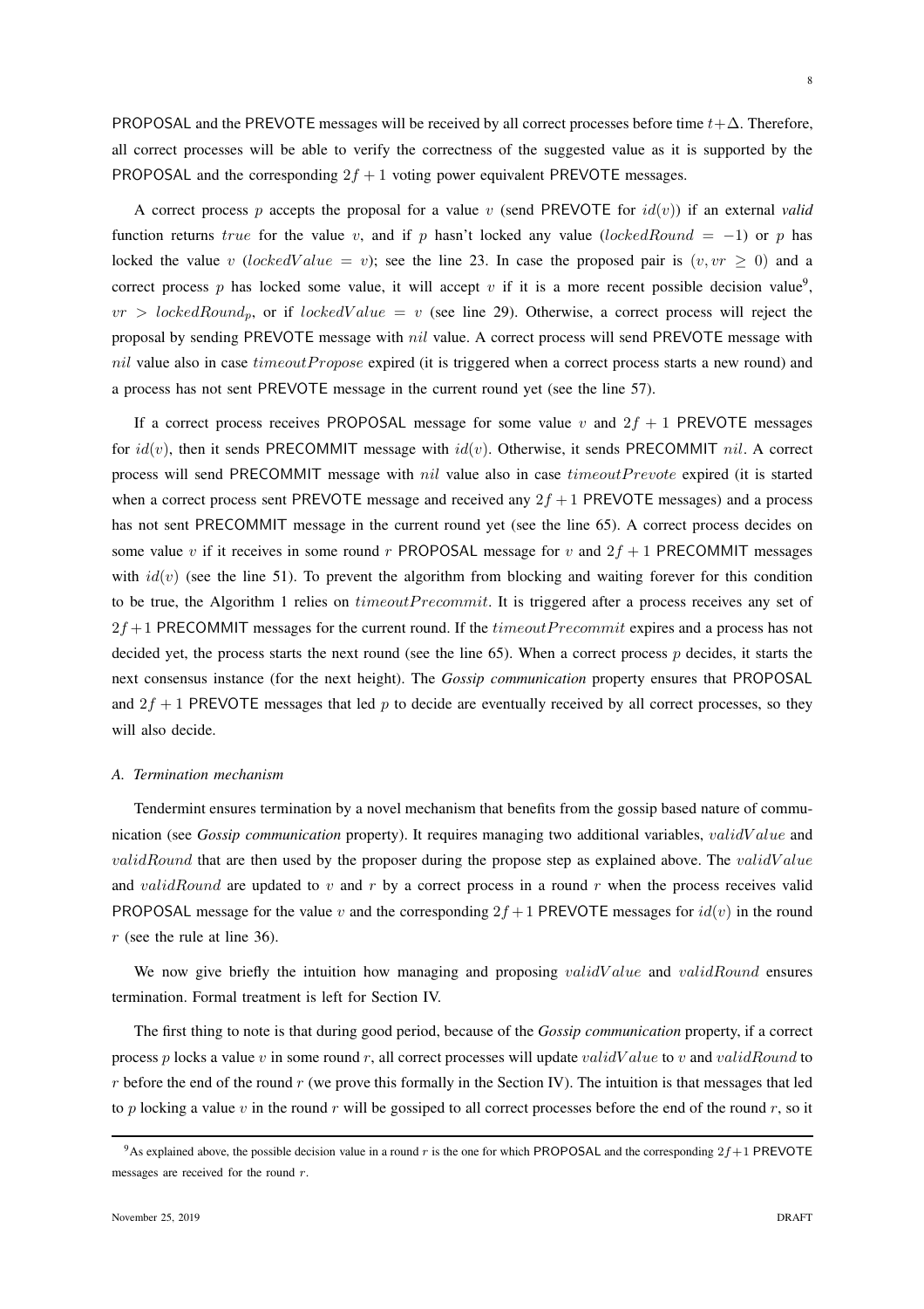PROPOSAL and the PREVOTE messages will be received by all correct processes before time $t+\Delta$. Therefore, all correct processes will be able to verify the correctness of the suggested value as it is supported by the PROPOSAL and the corresponding $2f+1$ voting power equivalent PREVOTE messages.

A correct process $p$ accepts the proposal for a value $v$ (send PREVOTE for $id(v)$) if an external *valid* function returns $true$ for the value $v$, and if $p$ hasn't locked any value ($lockedRound = -1$) or $p$ has locked the value $v$ ($lockedValue = v$); see the line 23. In case the proposed pair is $(v, vr \geq 0)$ and a correct process $p$ has locked some value, it will accept $v$ if it is a more recent possible decision value[9], $vr > lockedRound_p$, or if $lockedValue = v$ (see line 29). Otherwise, a correct process will reject the proposal by sending PREVOTE message with $nil$ value. A correct process will send PREVOTE message with $nil$ value also in case $timeoutPropose$ expired (it is triggered when a correct process starts a new round) and a process has not sent PREVOTE message in the current round yet (see the line 57).

If a correct process receives PROPOSAL message for some value $v$ and $2f+1$ PREVOTE messages for $id(v)$, then it sends PRECOMMIT message with $id(v)$. Otherwise, it sends PRECOMMIT $nil$. A correct process will send PRECOMMIT message with $nil$ value also in case $timeoutPrevote$ expired (it is started when a correct process sent PREVOTE message and received any $2f+1$ PREVOTE messages) and a process has not sent PRECOMMIT message in the current round yet (see the line 65). A correct process decides on some value $v$ if it receives in some round $r$ PROPOSAL message for $v$ and $2f+1$ PRECOMMIT messages with $id(v)$ (see the line 51). To prevent the algorithm from blocking and waiting forever for this condition to be true, the Algorithm 1 relies on $timeoutPrecommit$. It is triggered after a process receives any set of $2f+1$ PRECOMMIT messages for the current round. If the $timeoutPrecommit$ expires and a process has not decided yet, the process starts the next round (see the line 65). When a correct process $p$ decides, it starts the next consensus instance (for the next height). The ***Gossip communication*** property ensures that PROPOSAL and $2f+1$ PREVOTE messages that led $p$ to decide are eventually received by all correct processes, so they will also decide.

### *A. Termination mechanism*

Tendermint ensures termination by a novel mechanism that benefits from the gossip based nature of communication (see ***Gossip communication*** property). It requires managing two additional variables, $validValue$ and $validRound$ that are then used by the proposer during the propose step as explained above. The $validValue$ and $validRound$ are updated to $v$ and $r$ by a correct process in a round $r$ when the process receives valid PROPOSAL message for the value $v$ and the corresponding $2f+1$ PREVOTE messages for $id(v)$ in the round $r$ (see the rule at line 36).

We now give briefly the intuition how managing and proposing $validValue$ and $validRound$ ensures termination. Formal treatment is left for Section IV.

The first thing to note is that during good period, because of the ***Gossip communication*** property, if a correct process $p$ locks a value $v$ in some round $r$, all correct processes will update $validValue$ to $v$ and $validRound$ to $r$ before the end of the round $r$ (we prove this formally in the Section IV). The intuition is that messages that led to $p$ locking a value $v$ in the round $r$ will be gossiped to all correct processes before the end of the round $r$, so it

[9]As explained above, the possible decision value in a round $r$ is the one for which PROPOSAL and the corresponding $2f+1$ PREVOTE messages are received for the round $r$.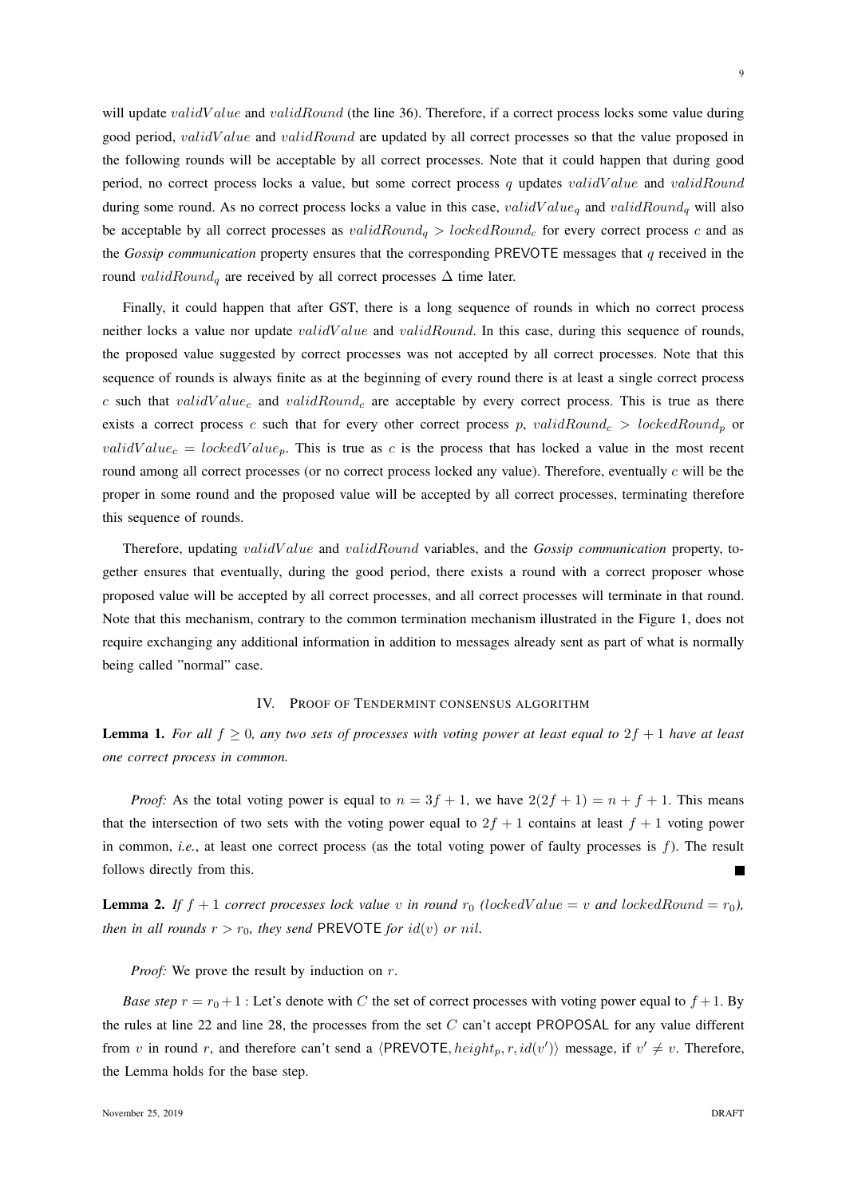will update $validValue$ and $validRound$ (the line 36). Therefore, if a correct process locks some value during good period, $validValue$ and $validRound$ are updated by all correct processes so that the value proposed in the following rounds will be acceptable by all correct processes. Note that it could happen that during good period, no correct process locks a value, but some correct process $q$ updates $validValue$ and $validRound$ during some round. As no correct process locks a value in this case, $validValue_q$ and $validRound_q$ will also be acceptable by all correct processes as $validRound_q > lockedRound_c$ for every correct process $c$ and as the *Gossip communication* property ensures that the corresponding PREVOTE messages that $q$ received in the round $validRound_q$ are received by all correct processes $\Delta$ time later.

Finally, it could happen that after GST, there is a long sequence of rounds in which no correct process neither locks a value nor update $validValue$ and $validRound$. In this case, during this sequence of rounds, the proposed value suggested by correct processes was not accepted by all correct processes. Note that this sequence of rounds is always finite as at the beginning of every round there is at least a single correct process $c$ such that $validValue_c$ and $validRound_c$ are acceptable by every correct process. This is true as there exists a correct process $c$ such that for every other correct process $p$, $validRound_c > lockedRound_p$ or $validValue_c = lockedValue_p$. This is true as $c$ is the process that has locked a value in the most recent round among all correct processes (or no correct process locked any value). Therefore, eventually $c$ will be the proper in some round and the proposed value will be accepted by all correct processes, terminating therefore this sequence of rounds.

Therefore, updating $validValue$ and $validRound$ variables, and the *Gossip communication* property, together ensures that eventually, during the good period, there exists a round with a correct proposer whose proposed value will be accepted by all correct processes, and all correct processes will terminate in that round. Note that this mechanism, contrary to the common termination mechanism illustrated in the Figure 1, does not require exchanging any additional information in addition to messages already sent as part of what is normally being called "normal" case.

## IV. Proof of Tendermint consensus algorithm

**Lemma 1.** *For all $f \geq 0$, any two sets of processes with voting power at least equal to $2f + 1$ have at least one correct process in common.*

*Proof:* As the total voting power is equal to $n = 3f + 1$, we have $2(2f + 1) = n + f + 1$. This means that the intersection of two sets with the voting power equal to $2f + 1$ contains at least $f + 1$ voting power in common, *i.e.*, at least one correct process (as the total voting power of faulty processes is $f$). The result follows directly from this. ∎

**Lemma 2.** *If $f + 1$ correct processes lock value $v$ in round $r_0$ ($lockedValue = v$ and $lockedRound = r_0$), then in all rounds $r > r_0$, they send* PREVOTE *for $id(v)$ or $nil$.*

*Proof:* We prove the result by induction on $r$.

*Base step* $r = r_0 + 1$ : Let's denote with $C$ the set of correct processes with voting power equal to $f + 1$. By the rules at line 22 and line 28, the processes from the set $C$ can't accept PROPOSAL for any value different from $v$ in round $r$, and therefore can't send a $\langle \mathsf{PREVOTE}, height_p, r, id(v')\rangle$ message, if $v' \neq v$. Therefore, the Lemma holds for the base step.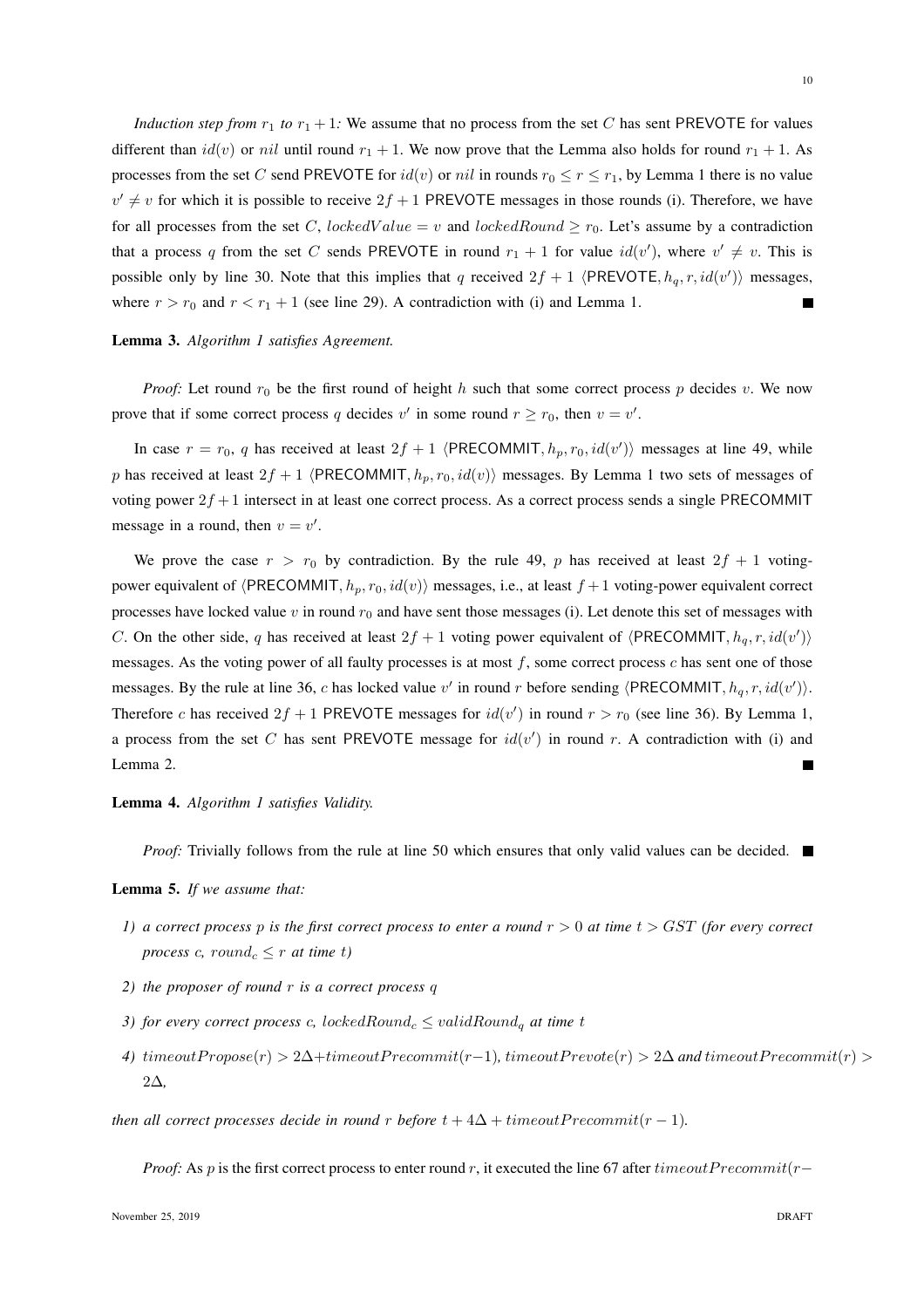*Induction step from $r_1$ to $r_1 + 1$:* We assume that no process from the set $C$ has sent PREVOTE for values different than $id(v)$ or $nil$ until round $r_1 + 1$. We now prove that the Lemma also holds for round $r_1 + 1$. As processes from the set $C$ send PREVOTE for $id(v)$ or $nil$ in rounds $r_0 \leq r \leq r_1$, by Lemma 1 there is no value $v' \neq v$ for which it is possible to receive $2f + 1$ PREVOTE messages in those rounds (i). Therefore, we have for all processes from the set $C$, $lockedValue = v$ and $lockedRound \geq r_0$. Let's assume by a contradiction that a process $q$ from the set $C$ sends PREVOTE in round $r_1 + 1$ for value $id(v')$, where $v' \neq v$. This is possible only by line 30. Note that this implies that $q$ received $2f + 1$ $\langle \mathsf{PREVOTE}, h_q, r, id(v') \rangle$ messages, where $r > r_0$ and $r < r_1 + 1$ (see line 29). A contradiction with (i) and Lemma 1. ■

**Lemma 3.** *Algorithm 1 satisfies Agreement.*

*Proof:* Let round $r_0$ be the first round of height $h$ such that some correct process $p$ decides $v$. We now prove that if some correct process $q$ decides $v'$ in some round $r \geq r_0$, then $v = v'$.

In case $r = r_0$, $q$ has received at least $2f + 1$ $\langle \mathsf{PRECOMMIT}, h_p, r_0, id(v') \rangle$ messages at line 49, while $p$ has received at least $2f + 1$ $\langle \mathsf{PRECOMMIT}, h_p, r_0, id(v) \rangle$ messages. By Lemma 1 two sets of messages of voting power $2f + 1$ intersect in at least one correct process. As a correct process sends a single PRECOMMIT message in a round, then $v = v'$.

We prove the case $r > r_0$ by contradiction. By the rule 49, $p$ has received at least $2f + 1$ voting-power equivalent of $\langle \mathsf{PRECOMMIT}, h_p, r_0, id(v) \rangle$ messages, i.e., at least $f + 1$ voting-power equivalent correct processes have locked value $v$ in round $r_0$ and have sent those messages (i). Let denote this set of messages with $C$. On the other side, $q$ has received at least $2f + 1$ voting power equivalent of $\langle \mathsf{PRECOMMIT}, h_q, r, id(v') \rangle$ messages. As the voting power of all faulty processes is at most $f$, some correct process $c$ has sent one of those messages. By the rule at line 36, $c$ has locked value $v'$ in round $r$ before sending $\langle \mathsf{PRECOMMIT}, h_q, r, id(v') \rangle$. Therefore $c$ has received $2f + 1$ PREVOTE messages for $id(v')$ in round $r > r_0$ (see line 36). By Lemma 1, a process from the set $C$ has sent PREVOTE message for $id(v')$ in round $r$. A contradiction with (i) and Lemma 2. ■

**Lemma 4.** *Algorithm 1 satisfies Validity.*

*Proof:* Trivially follows from the rule at line 50 which ensures that only valid values can be decided. ■

**Lemma 5.** *If we assume that:*

1) *a correct process $p$ is the first correct process to enter a round $r > 0$ at time $t > GST$ (for every correct process $c$, $round_c \leq r$ at time $t$)*
2) *the proposer of round $r$ is a correct process $q$*
3) *for every correct process $c$, $lockedRound_c \leq validRound_q$ at time $t$*
4) *$timeoutPropose(r) > 2\Delta + timeoutPrecommit(r-1)$, $timeoutPrevote(r) > 2\Delta$ and $timeoutPrecommit(r) > 2\Delta$,*

*then all correct processes decide in round $r$ before $t + 4\Delta + timeoutPrecommit(r - 1)$.*

*Proof:* As $p$ is the first correct process to enter round $r$, it executed the line 67 after $timeoutPrecommit(r-$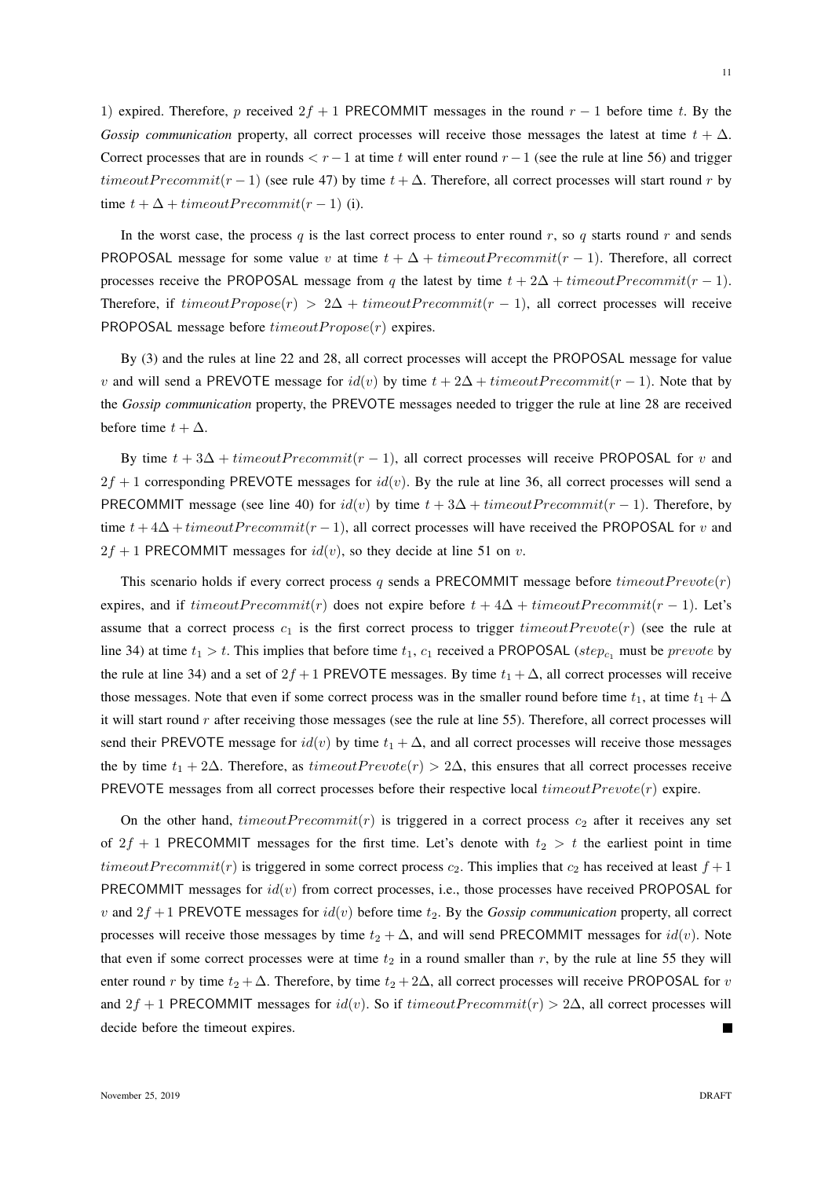1) expired. Therefore, $p$ received $2f+1$ PRECOMMIT messages in the round $r-1$ before time $t$. By the *Gossip communication* property, all correct processes will receive those messages the latest at time $t+\Delta$. Correct processes that are in rounds $< r-1$ at time $t$ will enter round $r-1$ (see the rule at line 56) and trigger $timeoutPrecommit(r-1)$ (see rule 47) by time $t+\Delta$. Therefore, all correct processes will start round $r$ by time $t+\Delta+timeoutPrecommit(r-1)$ (i).

In the worst case, the process $q$ is the last correct process to enter round $r$, so $q$ starts round $r$ and sends PROPOSAL message for some value $v$ at time $t+\Delta+timeoutPrecommit(r-1)$. Therefore, all correct processes receive the PROPOSAL message from $q$ the latest by time $t+2\Delta+timeoutPrecommit(r-1)$. Therefore, if $timeoutPropose(r) > 2\Delta + timeoutPrecommit(r-1)$, all correct processes will receive PROPOSAL message before $timeoutPropose(r)$ expires.

By (3) and the rules at line 22 and 28, all correct processes will accept the PROPOSAL message for value $v$ and will send a PREVOTE message for $id(v)$ by time $t+2\Delta+timeoutPrecommit(r-1)$. Note that by the *Gossip communication* property, the PREVOTE messages needed to trigger the rule at line 28 are received before time $t+\Delta$.

By time $t+3\Delta+timeoutPrecommit(r-1)$, all correct processes will receive PROPOSAL for $v$ and $2f+1$ corresponding PREVOTE messages for $id(v)$. By the rule at line 36, all correct processes will send a PRECOMMIT message (see line 40) for $id(v)$ by time $t+3\Delta+timeoutPrecommit(r-1)$. Therefore, by time $t+4\Delta+timeoutPrecommit(r-1)$, all correct processes will have received the PROPOSAL for $v$ and $2f+1$ PRECOMMIT messages for $id(v)$, so they decide at line 51 on $v$.

This scenario holds if every correct process $q$ sends a PRECOMMIT message before $timeoutPrevote(r)$ expires, and if $timeoutPrecommit(r)$ does not expire before $t+4\Delta+timeoutPrecommit(r-1)$. Let's assume that a correct process $c_1$ is the first correct process to trigger $timeoutPrevote(r)$ (see the rule at line 34) at time $t_1 > t$. This implies that before time $t_1$, $c_1$ received a PROPOSAL ($step_{c_1}$ must be $prevote$ by the rule at line 34) and a set of $2f+1$ PREVOTE messages. By time $t_1+\Delta$, all correct processes will receive those messages. Note that even if some correct process was in the smaller round before time $t_1$, at time $t_1+\Delta$ it will start round $r$ after receiving those messages (see the rule at line 55). Therefore, all correct processes will send their PREVOTE message for $id(v)$ by time $t_1+\Delta$, and all correct processes will receive those messages the by time $t_1+2\Delta$. Therefore, as $timeoutPrevote(r) > 2\Delta$, this ensures that all correct processes receive PREVOTE messages from all correct processes before their respective local $timeoutPrevote(r)$ expire.

On the other hand, $timeoutPrecommit(r)$ is triggered in a correct process $c_2$ after it receives any set of $2f+1$ PRECOMMIT messages for the first time. Let's denote with $t_2 > t$ the earliest point in time $timeoutPrecommit(r)$ is triggered in some correct process $c_2$. This implies that $c_2$ has received at least $f+1$ PRECOMMIT messages for $id(v)$ from correct processes, i.e., those processes have received PROPOSAL for $v$ and $2f+1$ PREVOTE messages for $id(v)$ before time $t_2$. By the *Gossip communication* property, all correct processes will receive those messages by time $t_2+\Delta$, and will send PRECOMMIT messages for $id(v)$. Note that even if some correct processes were at time $t_2$ in a round smaller than $r$, by the rule at line 55 they will enter round $r$ by time $t_2+\Delta$. Therefore, by time $t_2+2\Delta$, all correct processes will receive PROPOSAL for $v$ and $2f+1$ PRECOMMIT messages for $id(v)$. So if $timeoutPrecommit(r) > 2\Delta$, all correct processes will decide before the timeout expires. ∎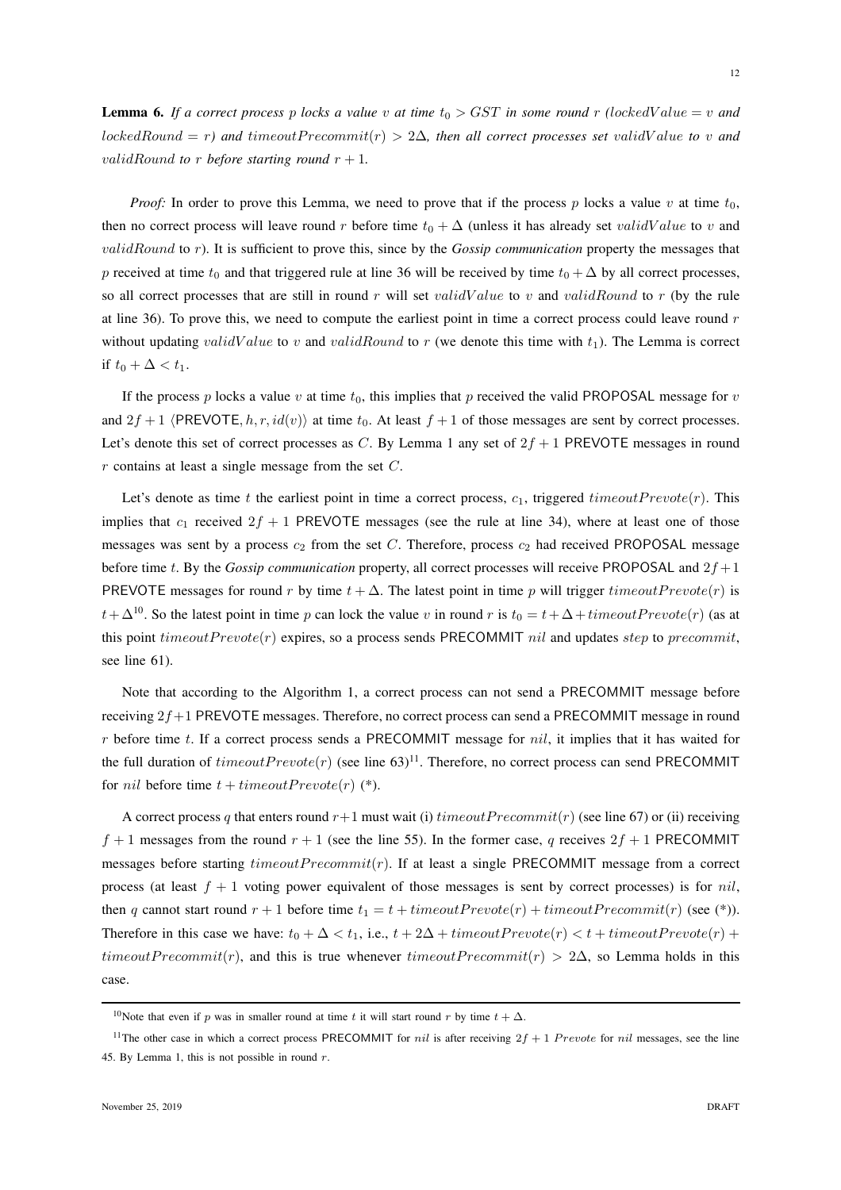**Lemma 6.** *If a correct process $p$ locks a value $v$ at time $t_0 > GST$ in some round $r$ ($lockedValue = v$ and $lockedRound = r$) and $timeoutPrecommit(r) > 2\Delta$, then all correct processes set $validValue$ to $v$ and $validRound$ to $r$ before starting round $r+1$.*

*Proof:* In order to prove this Lemma, we need to prove that if the process $p$ locks a value $v$ at time $t_0$, then no correct process will leave round $r$ before time $t_0 + \Delta$ (unless it has already set $validValue$ to $v$ and $validRound$ to $r$). It is sufficient to prove this, since by the ***Gossip communication*** property the messages that $p$ received at time $t_0$ and that triggered rule at line 36 will be received by time $t_0 + \Delta$ by all correct processes, so all correct processes that are still in round $r$ will set $validValue$ to $v$ and $validRound$ to $r$ (by the rule at line 36). To prove this, we need to compute the earliest point in time a correct process could leave round $r$ without updating $validValue$ to $v$ and $validRound$ to $r$ (we denote this time with $t_1$). The Lemma is correct if $t_0 + \Delta < t_1$.

If the process $p$ locks a value $v$ at time $t_0$, this implies that $p$ received the valid PROPOSAL message for $v$ and $2f+1$ $\langle \mathsf{PREVOTE}, h, r, id(v)\rangle$ at time $t_0$. At least $f+1$ of those messages are sent by correct processes. Let's denote this set of correct processes as $C$. By Lemma 1 any set of $2f+1$ PREVOTE messages in round $r$ contains at least a single message from the set $C$.

Let's denote as time $t$ the earliest point in time a correct process, $c_1$, triggered $timeoutPrevote(r)$. This implies that $c_1$ received $2f+1$ PREVOTE messages (see the rule at line 34), where at least one of those messages was sent by a process $c_2$ from the set $C$. Therefore, process $c_2$ had received PROPOSAL message before time $t$. By the ***Gossip communication*** property, all correct processes will receive PROPOSAL and $2f+1$ PREVOTE messages for round $r$ by time $t+\Delta$. The latest point in time $p$ will trigger $timeoutPrevote(r)$ is $t+\Delta$[10]. So the latest point in time $p$ can lock the value $v$ in round $r$ is $t_0 = t+\Delta+timeoutPrevote(r)$ (as at this point $timeoutPrevote(r)$ expires, so a process sends PRECOMMIT $nil$ and updates $step$ to $precommit$, see line 61).

Note that according to the Algorithm 1, a correct process can not send a PRECOMMIT message before receiving $2f+1$ PREVOTE messages. Therefore, no correct process can send a PRECOMMIT message in round $r$ before time $t$. If a correct process sends a PRECOMMIT message for $nil$, it implies that it has waited for the full duration of $timeoutPrevote(r)$ (see line 63)[11]. Therefore, no correct process can send PRECOMMIT for $nil$ before time $t + timeoutPrevote(r)$ (*).

A correct process $q$ that enters round $r+1$ must wait (i) $timeoutPrecommit(r)$ (see line 67) or (ii) receiving $f+1$ messages from the round $r+1$ (see the line 55). In the former case, $q$ receives $2f+1$ PRECOMMIT messages before starting $timeoutPrecommit(r)$. If at least a single PRECOMMIT message from a correct process (at least $f+1$ voting power equivalent of those messages is sent by correct processes) is for $nil$, then $q$ cannot start round $r+1$ before time $t_1 = t + timeoutPrevote(r) + timeoutPrecommit(r)$ (see (*)). Therefore in this case we have: $t_0 + \Delta < t_1$, i.e., $t+2\Delta+timeoutPrevote(r) < t+timeoutPrevote(r)+timeoutPrecommit(r)$, and this is true whenever $timeoutPrecommit(r) > 2\Delta$, so Lemma holds in this case.

---

[10]Note that even if $p$ was in smaller round at time $t$ it will start round $r$ by time $t+\Delta$.

[11]The other case in which a correct process PRECOMMIT for $nil$ is after receiving $2f+1$ $Prevote$ for $nil$ messages, see the line 45. By Lemma 1, this is not possible in round $r$.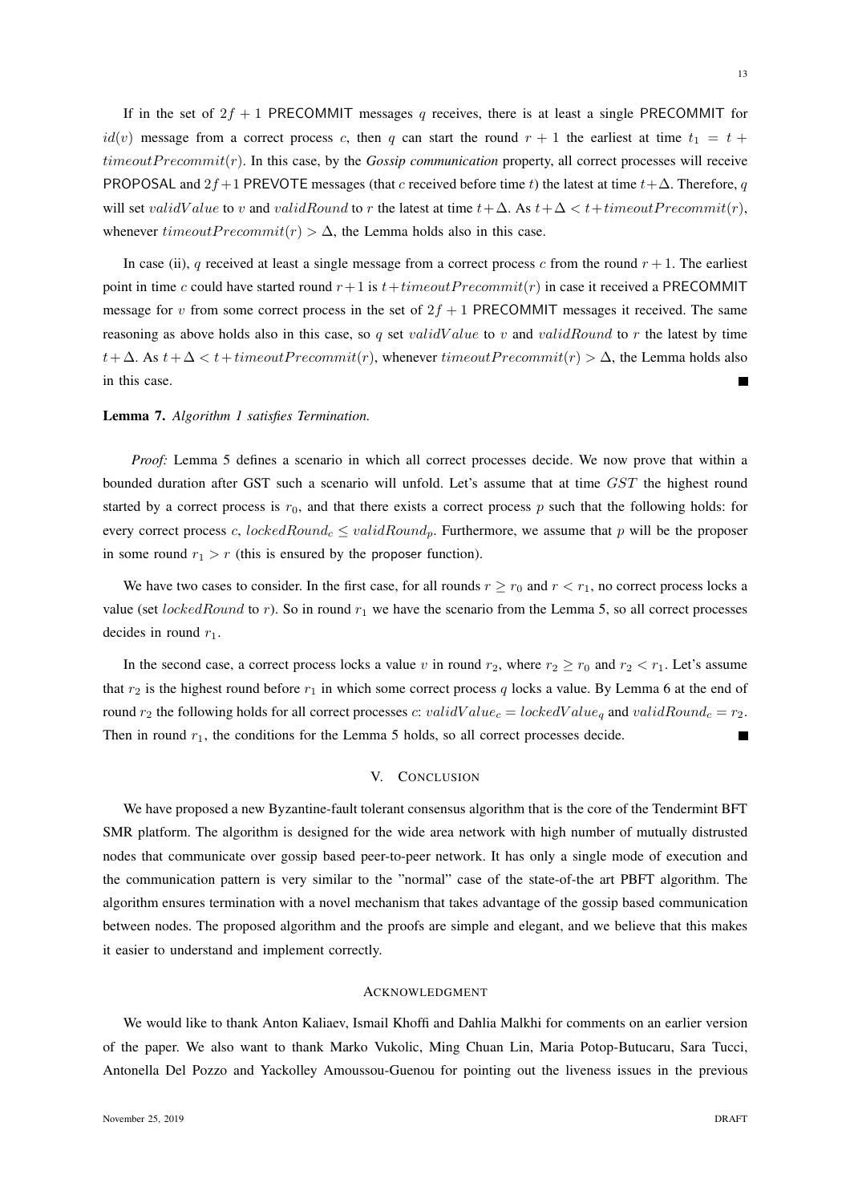If in the set of $2f + 1$ PRECOMMIT messages $q$ receives, there is at least a single PRECOMMIT for $id(v)$ message from a correct process $c$, then $q$ can start the round $r + 1$ the earliest at time $t_1 = t + timeoutPrecommit(r)$. In this case, by the *Gossip communication* property, all correct processes will receive PROPOSAL and $2f+1$ PREVOTE messages (that $c$ received before time $t$) the latest at time $t+\Delta$. Therefore, $q$ will set $validValue$ to $v$ and $validRound$ to $r$ the latest at time $t+\Delta$. As $t+\Delta < t+timeoutPrecommit(r)$, whenever $timeoutPrecommit(r) > \Delta$, the Lemma holds also in this case.

In case (ii), $q$ received at least a single message from a correct process $c$ from the round $r + 1$. The earliest point in time $c$ could have started round $r+1$ is $t+timeoutPrecommit(r)$ in case it received a PRECOMMIT message for $v$ from some correct process in the set of $2f + 1$ PRECOMMIT messages it received. The same reasoning as above holds also in this case, so $q$ set $validValue$ to $v$ and $validRound$ to $r$ the latest by time $t+\Delta$. As $t+\Delta < t+timeoutPrecommit(r)$, whenever $timeoutPrecommit(r) > \Delta$, the Lemma holds also in this case. ■

**Lemma 7.** *Algorithm 1 satisfies Termination.*

*Proof:* Lemma 5 defines a scenario in which all correct processes decide. We now prove that within a bounded duration after GST such a scenario will unfold. Let's assume that at time $GST$ the highest round started by a correct process is $r_0$, and that there exists a correct process $p$ such that the following holds: for every correct process $c$, $lockedRound_c \leq validRound_p$. Furthermore, we assume that $p$ will be the proposer in some round $r_1 > r$ (this is ensured by the proposer function).

We have two cases to consider. In the first case, for all rounds $r \geq r_0$ and $r < r_1$, no correct process locks a value (set $lockedRound$ to $r$). So in round $r_1$ we have the scenario from the Lemma 5, so all correct processes decides in round $r_1$.

In the second case, a correct process locks a value $v$ in round $r_2$, where $r_2 \geq r_0$ and $r_2 < r_1$. Let's assume that $r_2$ is the highest round before $r_1$ in which some correct process $q$ locks a value. By Lemma 6 at the end of round $r_2$ the following holds for all correct processes $c$: $validValue_c = lockedValue_q$ and $validRound_c = r_2$. Then in round $r_1$, the conditions for the Lemma 5 holds, so all correct processes decide. ■

## V. Conclusion

We have proposed a new Byzantine-fault tolerant consensus algorithm that is the core of the Tendermint BFT SMR platform. The algorithm is designed for the wide area network with high number of mutually distrusted nodes that communicate over gossip based peer-to-peer network. It has only a single mode of execution and the communication pattern is very similar to the "normal" case of the state-of-the art PBFT algorithm. The algorithm ensures termination with a novel mechanism that takes advantage of the gossip based communication between nodes. The proposed algorithm and the proofs are simple and elegant, and we believe that this makes it easier to understand and implement correctly.

## Acknowledgment

We would like to thank Anton Kaliaev, Ismail Khoffi and Dahlia Malkhi for comments on an earlier version of the paper. We also want to thank Marko Vukolic, Ming Chuan Lin, Maria Potop-Butucaru, Sara Tucci, Antonella Del Pozzo and Yackolley Amoussou-Guenou for pointing out the liveness issues in the previous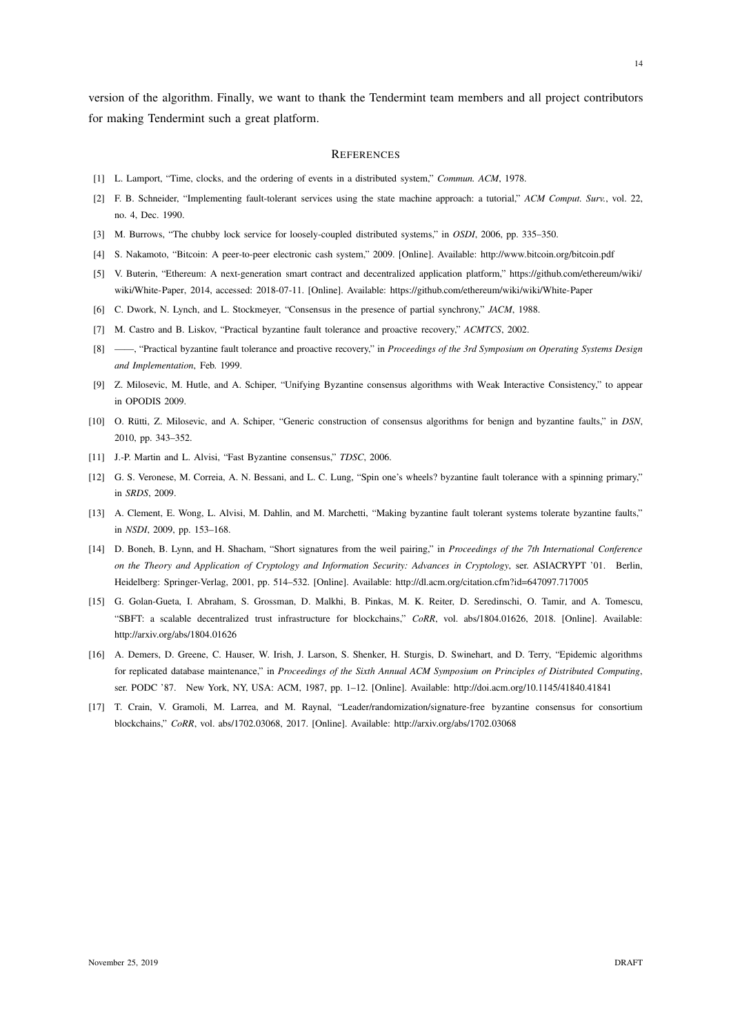version of the algorithm. Finally, we want to thank the Tendermint team members and all project contributors for making Tendermint such a great platform.

## References

[1] L. Lamport, "Time, clocks, and the ordering of events in a distributed system," *Commun. ACM*, 1978.

[2] F. B. Schneider, "Implementing fault-tolerant services using the state machine approach: a tutorial," *ACM Comput. Surv.*, vol. 22, no. 4, Dec. 1990.

[3] M. Burrows, "The chubby lock service for loosely-coupled distributed systems," in *OSDI*, 2006, pp. 335–350.

[4] S. Nakamoto, "Bitcoin: A peer-to-peer electronic cash system," 2009. [Online]. Available: http://www.bitcoin.org/bitcoin.pdf

[5] V. Buterin, "Ethereum: A next-generation smart contract and decentralized application platform," https://github.com/ethereum/wiki/wiki/White-Paper, 2014, accessed: 2018-07-11. [Online]. Available: https://github.com/ethereum/wiki/wiki/White-Paper

[6] C. Dwork, N. Lynch, and L. Stockmeyer, "Consensus in the presence of partial synchrony," *JACM*, 1988.

[7] M. Castro and B. Liskov, "Practical byzantine fault tolerance and proactive recovery," *ACMTCS*, 2002.

[8] ——, "Practical byzantine fault tolerance and proactive recovery," in *Proceedings of the 3rd Symposium on Operating Systems Design and Implementation*, Feb. 1999.

[9] Z. Milosevic, M. Hutle, and A. Schiper, "Unifying Byzantine consensus algorithms with Weak Interactive Consistency," to appear in OPODIS 2009.

[10] O. Rütti, Z. Milosevic, and A. Schiper, "Generic construction of consensus algorithms for benign and byzantine faults," in *DSN*, 2010, pp. 343–352.

[11] J.-P. Martin and L. Alvisi, "Fast Byzantine consensus," *TDSC*, 2006.

[12] G. S. Veronese, M. Correia, A. N. Bessani, and L. C. Lung, "Spin one's wheels? byzantine fault tolerance with a spinning primary," in *SRDS*, 2009.

[13] A. Clement, E. Wong, L. Alvisi, M. Dahlin, and M. Marchetti, "Making byzantine fault tolerant systems tolerate byzantine faults," in *NSDI*, 2009, pp. 153–168.

[14] D. Boneh, B. Lynn, and H. Shacham, "Short signatures from the weil pairing," in *Proceedings of the 7th International Conference on the Theory and Application of Cryptology and Information Security: Advances in Cryptology*, ser. ASIACRYPT '01. Berlin, Heidelberg: Springer-Verlag, 2001, pp. 514–532. [Online]. Available: http://dl.acm.org/citation.cfm?id=647097.717005

[15] G. Golan-Gueta, I. Abraham, S. Grossman, D. Malkhi, B. Pinkas, M. K. Reiter, D. Seredinschi, O. Tamir, and A. Tomescu, "SBFT: a scalable decentralized trust infrastructure for blockchains," *CoRR*, vol. abs/1804.01626, 2018. [Online]. Available: http://arxiv.org/abs/1804.01626

[16] A. Demers, D. Greene, C. Hauser, W. Irish, J. Larson, S. Shenker, H. Sturgis, D. Swinehart, and D. Terry, "Epidemic algorithms for replicated database maintenance," in *Proceedings of the Sixth Annual ACM Symposium on Principles of Distributed Computing*, ser. PODC '87. New York, NY, USA: ACM, 1987, pp. 1–12. [Online]. Available: http://doi.acm.org/10.1145/41840.41841

[17] T. Crain, V. Gramoli, M. Larrea, and M. Raynal, "Leader/randomization/signature-free byzantine consensus for consortium blockchains," *CoRR*, vol. abs/1702.03068, 2017. [Online]. Available: http://arxiv.org/abs/1702.03068